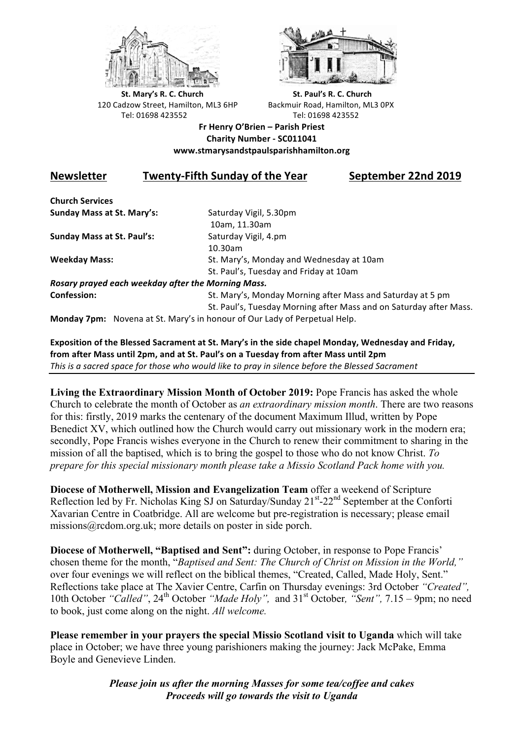**St. Mary's R. C. Church**
120 Cadzow Street, Hamilton, ML3 6HP
Tel: 01698 423552

**St. Paul's R. C. Church**
Backmuir Road, Hamilton, ML3 0PX
Tel: 01698 423552

**Fr Henry O'Brien – Parish Priest**
**Charity Number - SC011041**
**www.stmarysandstpaulsparishhamilton.org**

## Newsletter Twenty-Fifth Sunday of the Year September 22nd 2019

**Church Services**

| | |
|---|---|
| **Sunday Mass at St. Mary's:** | Saturday Vigil, 5.30pm<br>10am, 11.30am |
| **Sunday Mass at St. Paul's:** | Saturday Vigil, 4.pm<br>10.30am |
| **Weekday Mass:** | St. Mary's, Monday and Wednesday at 10am<br>St. Paul's, Tuesday and Friday at 10am |

***Rosary prayed each weekday after the Morning Mass.***

| | |
|---|---|
| **Confession:** | St. Mary's, Monday Morning after Mass and Saturday at 5 pm<br>St. Paul's, Tuesday Morning after Mass and on Saturday after Mass. |

**Monday 7pm:** Novena at St. Mary's in honour of Our Lady of Perpetual Help.

**Exposition of the Blessed Sacrament at St. Mary's in the side chapel Monday, Wednesday and Friday, from after Mass until 2pm, and at St. Paul's on a Tuesday from after Mass until 2pm**
*This is a sacred space for those who would like to pray in silence before the Blessed Sacrament*

---

**Living the Extraordinary Mission Month of October 2019:** Pope Francis has asked the whole Church to celebrate the month of October as *an extraordinary mission month*. There are two reasons for this: firstly, 2019 marks the centenary of the document Maximum Illud, written by Pope Benedict XV, which outlined how the Church would carry out missionary work in the modern era; secondly, Pope Francis wishes everyone in the Church to renew their commitment to sharing in the mission of all the baptised, which is to bring the gospel to those who do not know Christ. *To prepare for this special missionary month please take a Missio Scotland Pack home with you.*

**Diocese of Motherwell, Mission and Evangelization Team** offer a weekend of Scripture Reflection led by Fr. Nicholas King SJ on Saturday/Sunday 21st-22nd September at the Conforti Xavarian Centre in Coatbridge. All are welcome but pre-registration is necessary; please email missions@rcdom.org.uk; more details on poster in side porch.

**Diocese of Motherwell, "Baptised and Sent":** during October, in response to Pope Francis' chosen theme for the month, "*Baptised and Sent: The Church of Christ on Mission in the World,"* over four evenings we will reflect on the biblical themes, "Created, Called, Made Holy, Sent." Reflections take place at The Xavier Centre, Carfin on Thursday evenings: 3rd October *"Created",* 10th October *"Called"*, 24th October *"Made Holy",* and 31st October*, "Sent",* 7.15 – 9pm; no need to book, just come along on the night. *All welcome.*

**Please remember in your prayers the special Missio Scotland visit to Uganda** which will take place in October; we have three young parishioners making the journey: Jack McPake, Emma Boyle and Genevieve Linden.

***Please join us after the morning Masses for some tea/coffee and cakes***
***Proceeds will go towards the visit to Uganda***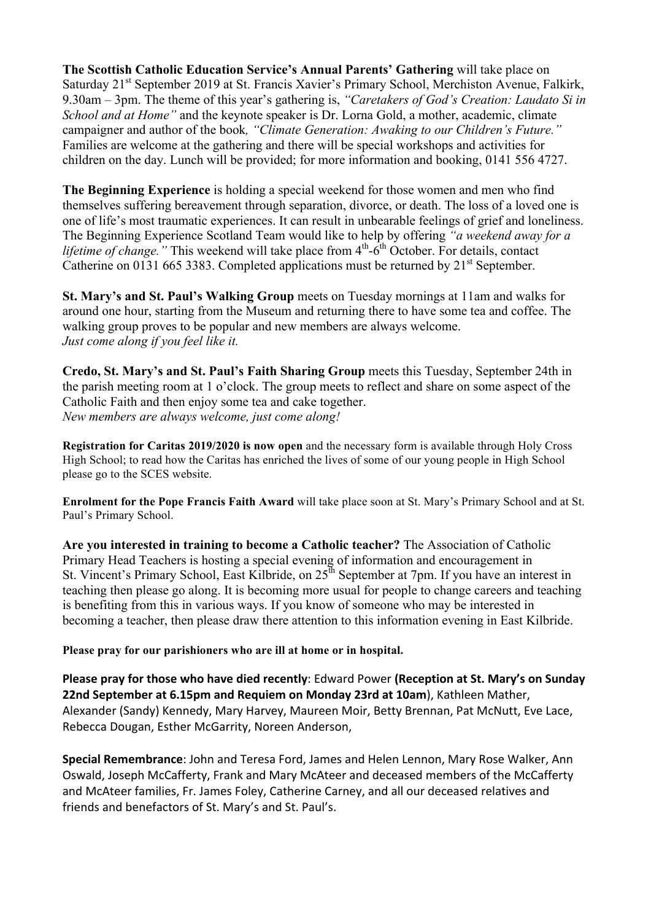**The Scottish Catholic Education Service's Annual Parents' Gathering** will take place on Saturday 21st September 2019 at St. Francis Xavier's Primary School, Merchiston Avenue, Falkirk, 9.30am – 3pm. The theme of this year's gathering is, *"Caretakers of God's Creation: Laudato Si in School and at Home"* and the keynote speaker is Dr. Lorna Gold, a mother, academic, climate campaigner and author of the book, *"Climate Generation: Awaking to our Children's Future."* Families are welcome at the gathering and there will be special workshops and activities for children on the day. Lunch will be provided; for more information and booking, 0141 556 4727.

**The Beginning Experience** is holding a special weekend for those women and men who find themselves suffering bereavement through separation, divorce, or death. The loss of a loved one is one of life's most traumatic experiences. It can result in unbearable feelings of grief and loneliness. The Beginning Experience Scotland Team would like to help by offering *"a weekend away for a lifetime of change."* This weekend will take place from 4th-6th October. For details, contact Catherine on 0131 665 3383. Completed applications must be returned by 21st September.

**St. Mary's and St. Paul's Walking Group** meets on Tuesday mornings at 11am and walks for around one hour, starting from the Museum and returning there to have some tea and coffee. The walking group proves to be popular and new members are always welcome.
*Just come along if you feel like it.*

**Credo, St. Mary's and St. Paul's Faith Sharing Group** meets this Tuesday, September 24th in the parish meeting room at 1 o'clock. The group meets to reflect and share on some aspect of the Catholic Faith and then enjoy some tea and cake together.
*New members are always welcome, just come along!*

**Registration for Caritas 2019/2020 is now open** and the necessary form is available through Holy Cross High School; to read how the Caritas has enriched the lives of some of our young people in High School please go to the SCES website.

**Enrolment for the Pope Francis Faith Award** will take place soon at St. Mary's Primary School and at St. Paul's Primary School.

**Are you interested in training to become a Catholic teacher?** The Association of Catholic Primary Head Teachers is hosting a special evening of information and encouragement in St. Vincent's Primary School, East Kilbride, on 25th September at 7pm. If you have an interest in teaching then please go along. It is becoming more usual for people to change careers and teaching is benefiting from this in various ways. If you know of someone who may be interested in becoming a teacher, then please draw there attention to this information evening in East Kilbride.

**Please pray for our parishioners who are ill at home or in hospital.**

**Please pray for those who have died recently**: Edward Power **(Reception at St. Mary's on Sunday 22nd September at 6.15pm and Requiem on Monday 23rd at 10am**), Kathleen Mather, Alexander (Sandy) Kennedy, Mary Harvey, Maureen Moir, Betty Brennan, Pat McNutt, Eve Lace, Rebecca Dougan, Esther McGarrity, Noreen Anderson,

**Special Remembrance**: John and Teresa Ford, James and Helen Lennon, Mary Rose Walker, Ann Oswald, Joseph McCafferty, Frank and Mary McAteer and deceased members of the McCafferty and McAteer families, Fr. James Foley, Catherine Carney, and all our deceased relatives and friends and benefactors of St. Mary's and St. Paul's.